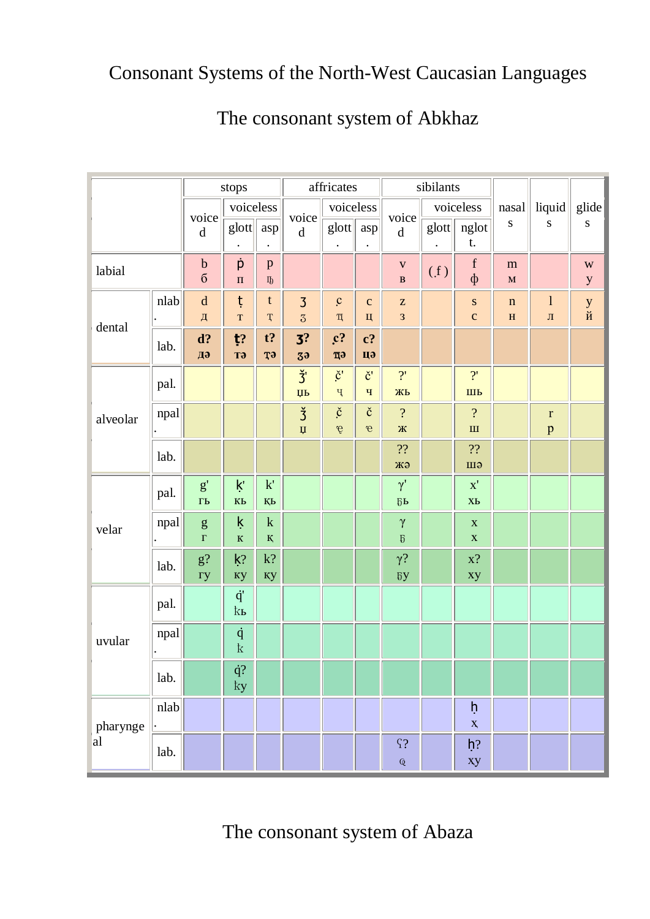# Consonant Systems of the North-West Caucasian Languages

## The consonant system of Abkhaz

| | | stops | | | affricates | | | sibilants | | | nasals | liquids | glides |
|---|---|---|---|---|---|---|---|---|---|---|---|---|---|
| | | voiced | voiceless | | voiced | voiceless | | voiced | voiceless | | | | |
| | | | glott. | asp. | | glott. | asp. | | glott. | nglott. | | | |
| labial | | b б | ṗ п | p ҧ | | | | v в | (f̣) | f ф | m м | | w у |
| dental | nlab. | d д | ṭ т | t ҭ | ʒ ӡ | c̣ ҵ | c ц | z з | | s с | n н | l л | y й |
| | lab. | **d? дә** | **ṭ? тә** | **t? ҭә** | **ʒ? ӡә** | **c̣? ҵә** | **c? цә** | | | | | | |
| alveolar | pal. | | | | ǯ' џь | č̣' ч | č' ч | ?' жь | | ?' шь | | | |
| | npal. | | | | ǯ џ | č̣ ҿ | č ҽ | ? ж | | ? ш | | r р | |
| | lab. | | | | | | | ?? жә | | ?? шә | | | |
| velar | pal. | g' гь | ḳ' кь | k' қь | | | | γ' ҕь | | x' хь | | | |
| | npal. | g г | ḳ к | k қ | | | | γ ҕ | | x х | | | |
| | lab. | g? гу | ḳ? ку | k? қу | | | | γ? ҕу | | x? ху | | | |
| uvular | pal. | | q̇' ҟь | | | | | | | | | | |
| | npal. | | q̇ ҟ | | | | | | | | | | |
| | lab. | | q̇? ҟу | | | | | | | | | | |
| pharyngeal | nlab. | | | | | | | | | ḥ ҳ | | | |
| | lab. | | | | | | | ʕ? ҩ | | ḥ? ҳу | | | |

## The consonant system of Abaza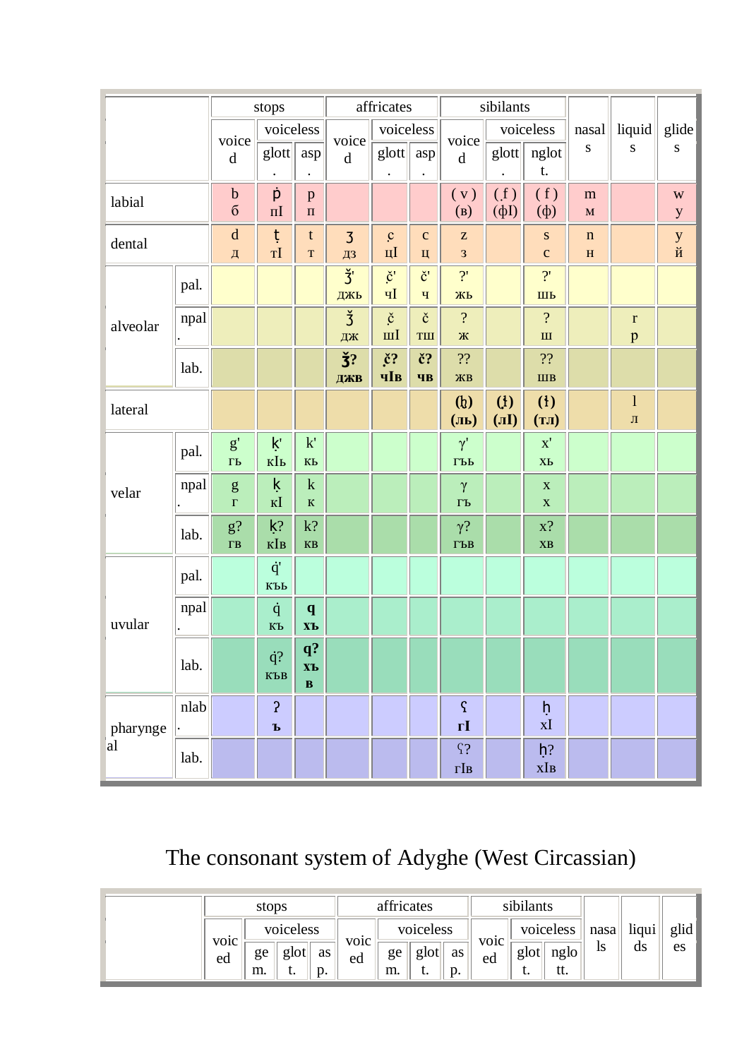|  |  | stops |  |  | affricates |  |  | sibilants |  |  | nasals | liquids | glides |
|---|---|---|---|---|---|---|---|---|---|---|---|---|---|
|  |  | voiced | voiceless |  | voiced | voiceless |  | voiced | voiceless |  |  |  |  |
|  |  |  | glott. | asp. |  | glott. | asp. |  | glott. | nglott. |  |  |  |
| labial |  | b б | ṗ пI | p п |  |  |  | ( v ) (в) | ( f̣ ) (фI) | ( f ) (ф) | m м |  | w у |
| dental |  | d д | ṭ тI | t т | ʒ дз | c̣ цI | c ц | z з |  | s с | n н |  | y й |
| alveolar | pal. |  |  |  | ǯ' джь | č̣' чI | č' ч | ?' жь |  | ?' шь |  |  |  |
|  | npal. |  |  |  | ǯ дж | č̣ шI | č тш | ? ж |  | ? ш |  | r р |  |
|  | lab. |  |  |  | **ǯ? джв** | **č̣? чIв** | **č? чв** | ?? жв |  | ?? шв |  |  |  |
| lateral |  |  |  |  |  |  |  | **(ɮ) (ль)** | **(ɬ̣) (лI)** | **(ɬ) (тл)** |  | l л |  |
| velar | pal. | g' гь | ḳ' кIь | k' кь |  |  |  | γ' гъь |  | x' хь |  |  |  |
|  | npal. | g г | ḳ кI | k к |  |  |  | γ гъ |  | x х |  |  |  |
|  | lab. | g? гв | ḳ? кIв | k? кв |  |  |  | γ? гъв |  | x? хв |  |  |  |
| uvular | pal. |  | q̇' къь |  |  |  |  |  |  |  |  |  |  |
|  | npal. |  | q̇ къ | **q хъ** |  |  |  |  |  |  |  |  |  |
|  | lab. |  | q̇? къв | **q? хъв** |  |  |  |  |  |  |  |  |  |
| pharyngeal | nlab. |  | ʔ ъ |  |  |  |  | ʕ гI |  | ḥ хI |  |  |  |
|  | lab. |  |  |  |  |  |  | ʕ? гIв |  | ḥ? хIв |  |  |  |

# The consonant system of Adyghe (West Circassian)

|  | stops |  |  |  | affricates |  |  |  | sibilants |  |  | nasals | liquids | glides |
|---|---|---|---|---|---|---|---|---|---|---|---|---|---|---|
|  | voiced | voiceless |  |  | voiced | voiceless |  |  | voiced | voiceless |  |  |  |  |
|  |  | gem. | glott. | asp. |  | gem. | glott. | asp. |  | glott. | nglott. |  |  |  |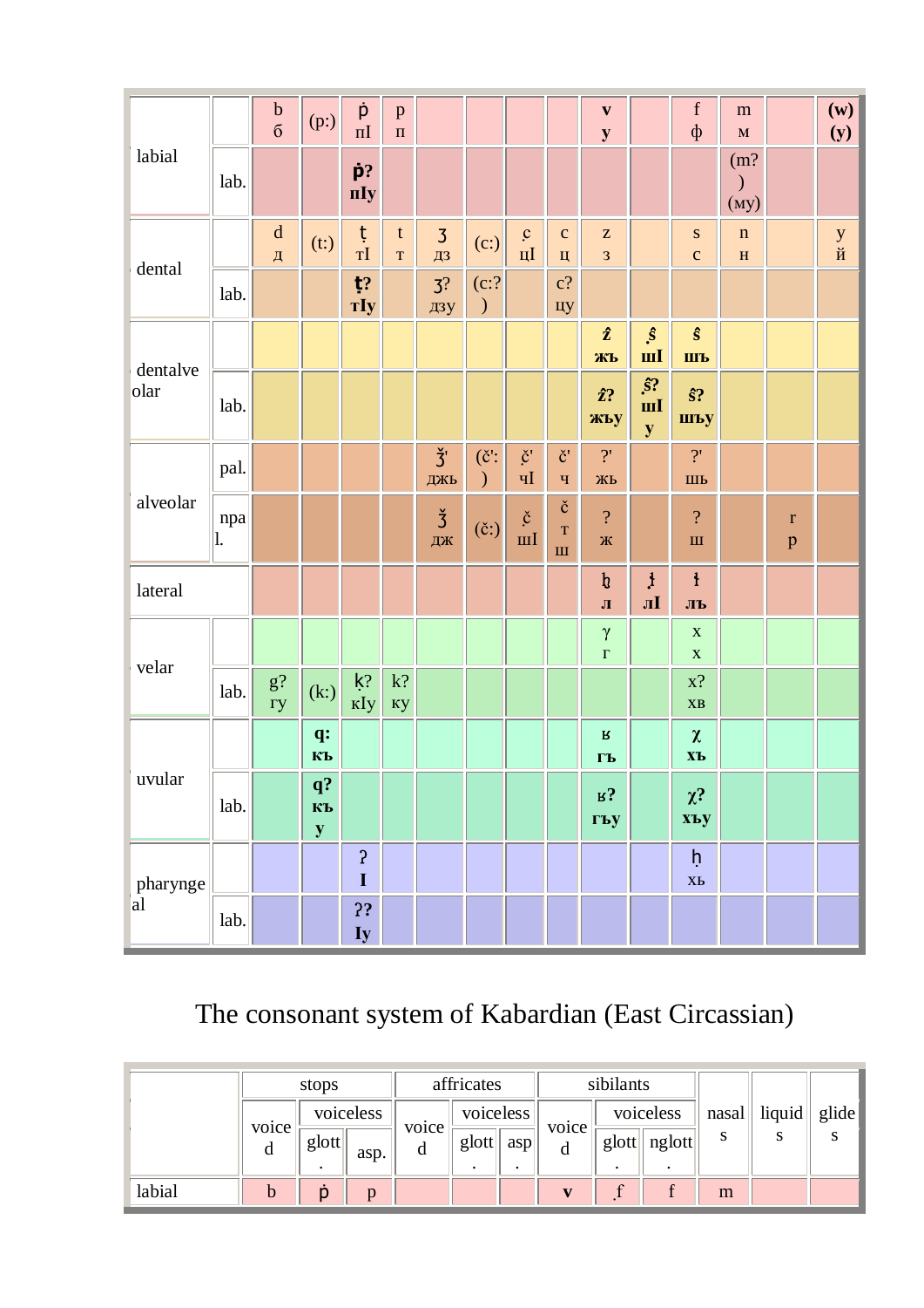| | | | | | | | | | | | | | | | |
|---|---|---|---|---|---|---|---|---|---|---|---|---|---|---|---|
| labial | | b б | (p:) | ṗ пI | p п | | | | | **v у** | | f ф | m м | | **(w) (y)** |
| | lab. | | | **ṗ? пIу** | | | | | | | | | (m?) (му) | | |
| dental | | d д | (t:) | ṭ тI | t т | ʒ дз | (c:) | c̣ цI | c ц | z з | | s с | n н | | y й |
| | lab. | | | **ṭ? тIу** | | ʒ? дзу | (c:?) | | c? цу | | | | | | |
| dentalveolar | | | | | | | | | | **ẑ жъ** | **ṣ̂ шI** | **ŝ шъ** | | | |
| | lab. | | | | | | | | | **ẑ? жъу** | **ṣ̂? шIу** | **ŝ? шъу** | | | |
| alveolar | pal. | | | | | ǯ' джь | (č':) | č̣' чI | č' ч | ?' жь | | ?' шь | | | |
| | npal. | | | | | ǯ дж | (č:) | č̣ шI | č тш | ? ж | | ? ш | | r р | |
| lateral | | | | | | | | | | ɮ л | ɬ̣ лI | ɬ лъ | | | |
| velar | | | | | | | | | | γ г | | x х | | | |
| | lab. | g? гу | (k:) | ḳ? кIу | k? ку | | | | | | | x? хв | | | |
| uvular | | | **q: къ** | | | | | | | **ʁ гъ** | | **χ хъ** | | | |
| | lab. | | **q? къу** | | | | | | | **ʁ? гъу** | | **χ? хъу** | | | |
| pharyngeal | | | | **ʔ I** | | | | | | | | ḥ хь | | | |
| | lab. | | | **ʔ? Iу** | | | | | | | | | | | |

The consonant system of Kabardian (East Circassian)

| | stops | | | affricates | | | sibilants | | | nasals | liquids | glides |
|---|---|---|---|---|---|---|---|---|---|---|---|---|
| | voiced | voiceless | | voiced | voiceless | | voiced | voiceless | | | | |
| | | glott. | asp. | | glott. | asp. | | glott. | nglott. | | | |
| labial | b | ṗ | p | | | | **v** | ḟ | f | m | | |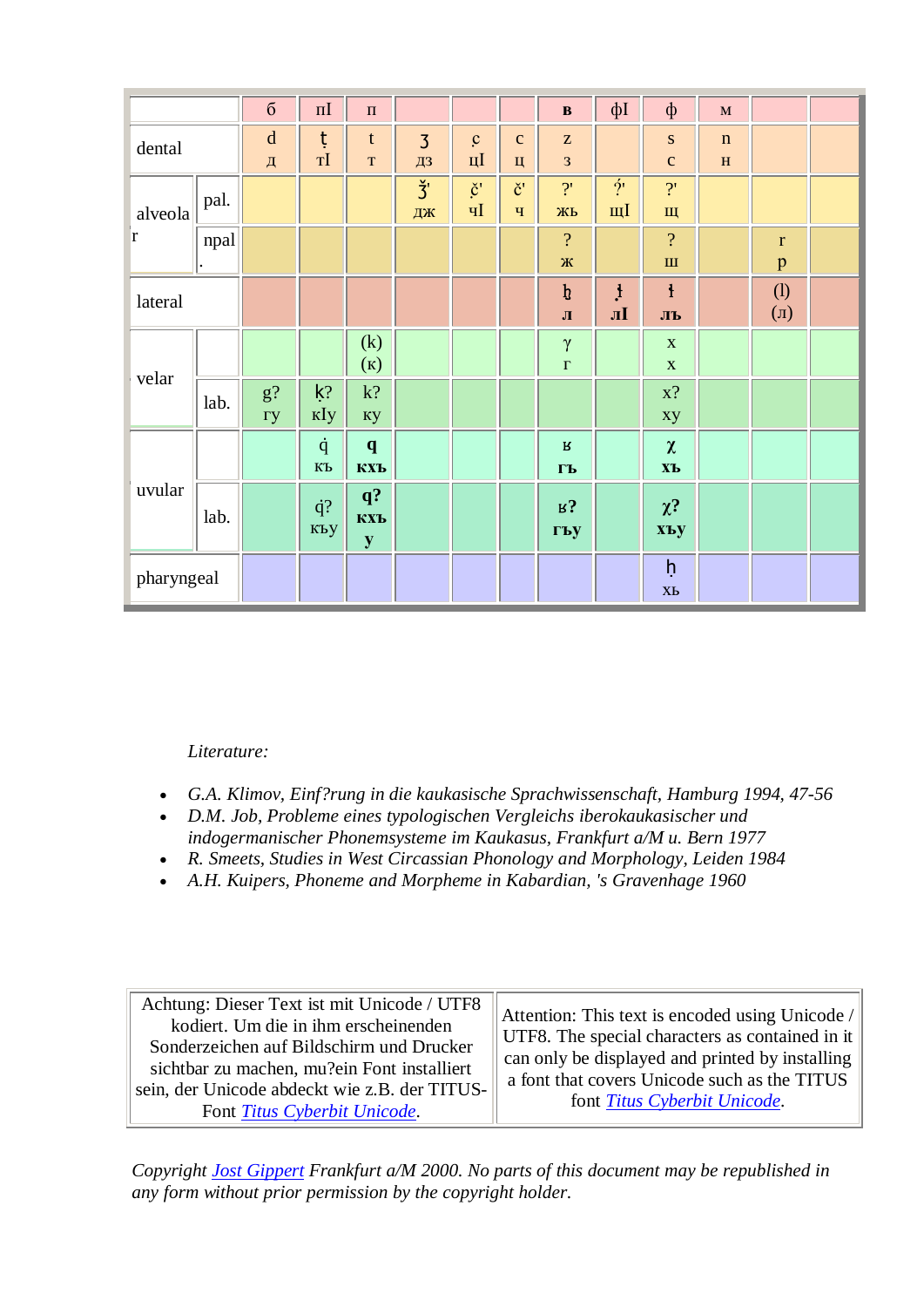| | | б | пI | п | | | | в | фI | ф | м | | |
|---|---|---|---|---|---|---|---|---|---|---|---|---|---|
| dental | | d<br>д | ţ<br>тI | t<br>т | ʒ<br>дз | ç<br>цI | c<br>ц | z<br>з | | s<br>с | n<br>н | | |
| alveolar | pal. | | | | ǯ'<br>дж | ç̌'<br>чI | č'<br>ч | ?'<br>жь | ?̧'<br>щI | ?'<br>щ | | | |
| | npal. | | | | | | | ?<br>ж | | ?<br>ш | | r<br>р | |
| lateral | | | | | | | | ɮ<br>л | ɬ̧<br>лI | ɬ<br>лъ | | (l)<br>(л) | |
| velar | | | | (k)<br>(к) | | | | γ<br>г | | x<br>х | | | |
| | lab. | g?<br>гу | ķ?<br>кIу | k?<br>ку | | | | | | x?<br>ху | | | |
| uvular | | | q̧<br>къ | **q**<br>**кхъ** | | | | **ʁ**<br>**гъ** | | **χ**<br>**хъ** | | | |
| | lab. | | q̧?<br>къу | **q?**<br>**кхъу** | | | | **ʁ?**<br>**гъу** | | **χ?**<br>**хъу** | | | |
| pharyngeal | | | | | | | | | | ḥ<br>хь | | | |

*Literature:*

- *G.A. Klimov, Einf?rung in die kaukasische Sprachwissenschaft, Hamburg 1994, 47-56*
- *D.M. Job, Probleme eines typologischen Vergleichs iberokaukasischer und indogermanischer Phonemsysteme im Kaukasus, Frankfurt a/M u. Bern 1977*
- *R. Smeets, Studies in West Circassian Phonology and Morphology, Leiden 1984*
- *A.H. Kuipers, Phoneme and Morpheme in Kabardian, 's Gravenhage 1960*

| Achtung: Dieser Text ist mit Unicode / UTF8 kodiert. Um die in ihm erscheinenden Sonderzeichen auf Bildschirm und Drucker sichtbar zu machen, mu?ein Font installiert sein, der Unicode abdeckt wie z.B. der TITUS-Font *Titus Cyberbit Unicode*. | Attention: This text is encoded using Unicode / UTF8. The special characters as contained in it can only be displayed and printed by installing a font that covers Unicode such as the TITUS font *Titus Cyberbit Unicode*. |
|---|---|

*Copyright Jost Gippert Frankfurt a/M 2000. No parts of this document may be republished in any form without prior permission by the copyright holder.*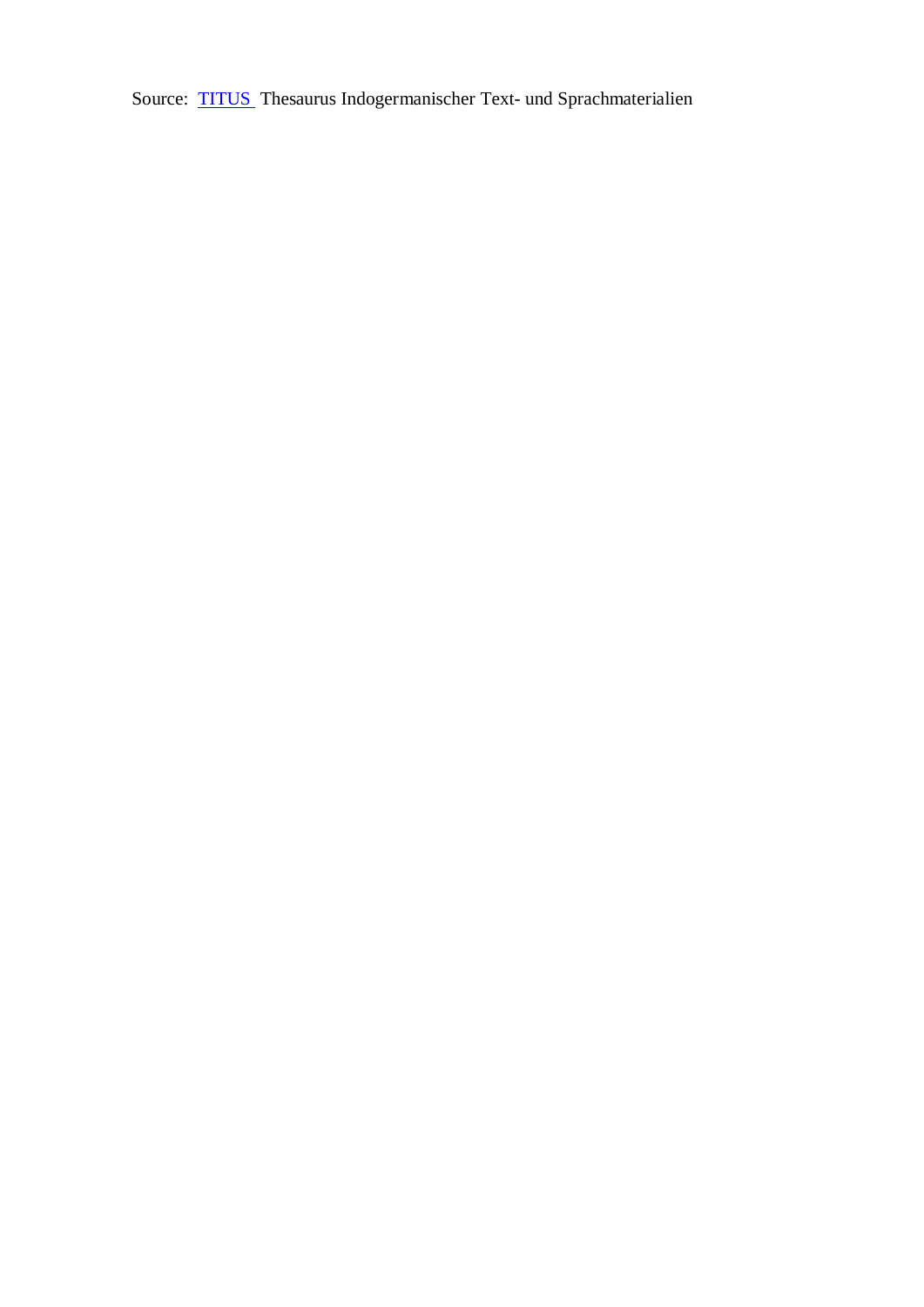Source: [TITUS](TITUS) Thesaurus Indogermanischer Text- und Sprachmaterialien